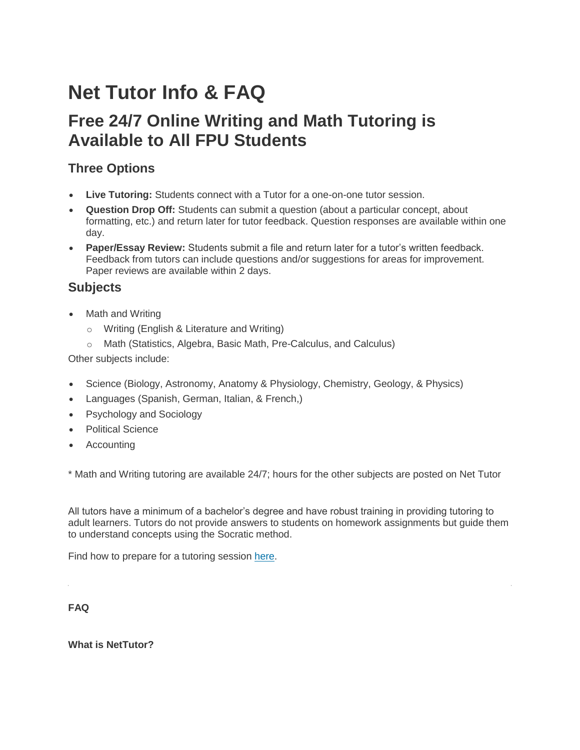# Net Tutor Info & FAQ

## Free 24/7 Online Writing and Math Tutoring is Available to All FPU Students

### Three Options

- **Live Tutoring:** Students connect with a Tutor for a one-on-one tutor session.
- **Question Drop Off:** Students can submit a question (about a particular concept, about formatting, etc.) and return later for tutor feedback. Question responses are available within one day.
- **Paper/Essay Review:** Students submit a file and return later for a tutor's written feedback. Feedback from tutors can include questions and/or suggestions for areas for improvement. Paper reviews are available within 2 days.

### Subjects

- Math and Writing
  - Writing (English & Literature and Writing)
  - Math (Statistics, Algebra, Basic Math, Pre-Calculus, and Calculus)

Other subjects include:

- Science (Biology, Astronomy, Anatomy & Physiology, Chemistry, Geology, & Physics)
- Languages (Spanish, German, Italian, & French,)
- Psychology and Sociology
- Political Science
- Accounting

* Math and Writing tutoring are available 24/7; hours for the other subjects are posted on Net Tutor

All tutors have a minimum of a bachelor's degree and have robust training in providing tutoring to adult learners. Tutors do not provide answers to students on homework assignments but guide them to understand concepts using the Socratic method.

Find how to prepare for a tutoring session [here](#).

**FAQ**

**What is NetTutor?**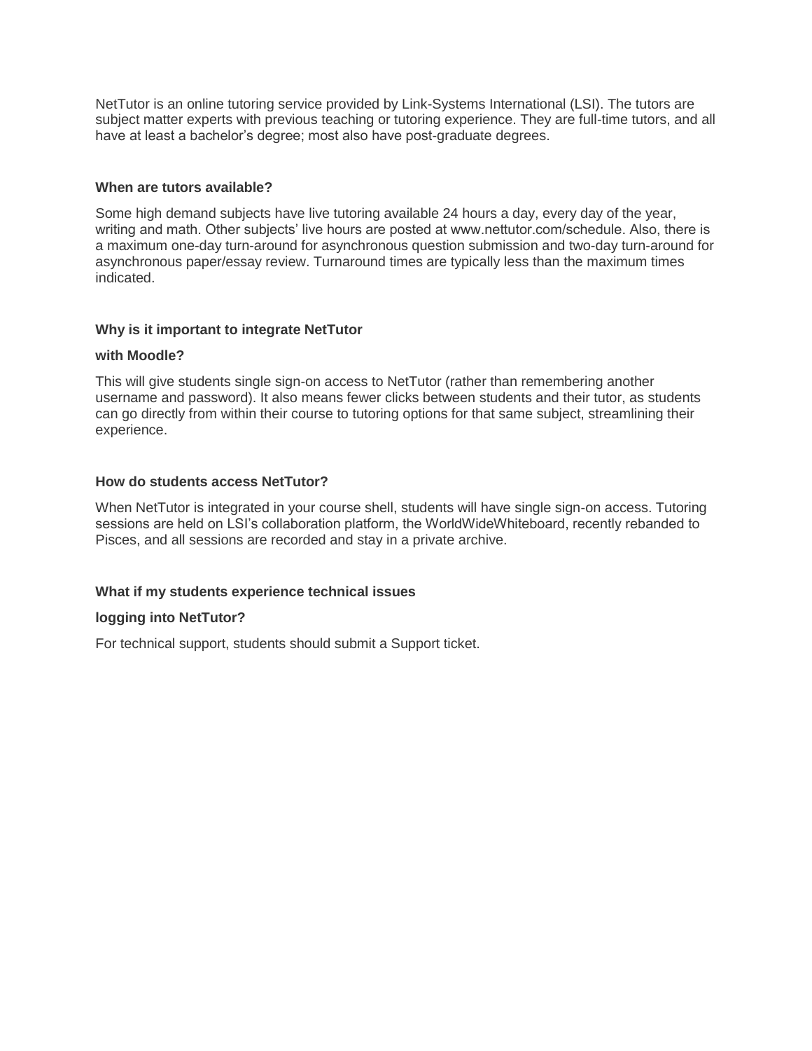NetTutor is an online tutoring service provided by Link-Systems International (LSI). The tutors are subject matter experts with previous teaching or tutoring experience. They are full-time tutors, and all have at least a bachelor's degree; most also have post-graduate degrees.

**When are tutors available?**

Some high demand subjects have live tutoring available 24 hours a day, every day of the year, writing and math. Other subjects' live hours are posted at www.nettutor.com/schedule. Also, there is a maximum one-day turn-around for asynchronous question submission and two-day turn-around for asynchronous paper/essay review. Turnaround times are typically less than the maximum times indicated.

**Why is it important to integrate NetTutor with Moodle?**

This will give students single sign-on access to NetTutor (rather than remembering another username and password). It also means fewer clicks between students and their tutor, as students can go directly from within their course to tutoring options for that same subject, streamlining their experience.

**How do students access NetTutor?**

When NetTutor is integrated in your course shell, students will have single sign-on access. Tutoring sessions are held on LSI's collaboration platform, the WorldWideWhiteboard, recently rebanded to Pisces, and all sessions are recorded and stay in a private archive.

**What if my students experience technical issues logging into NetTutor?**

For technical support, students should submit a Support ticket.